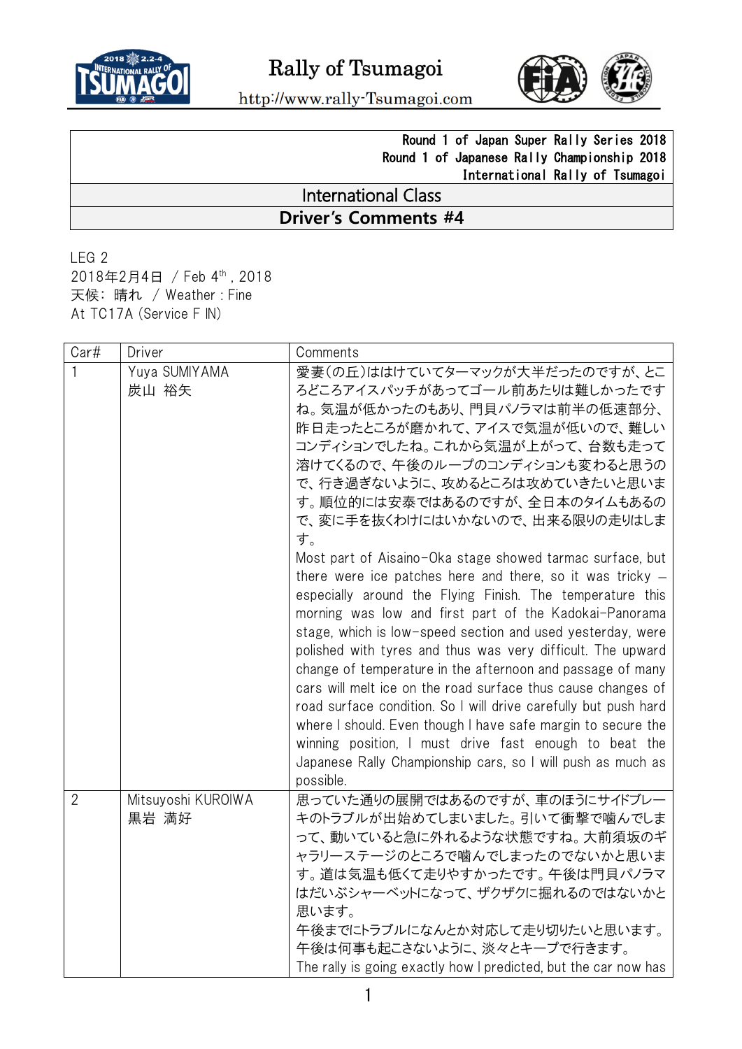Round 1 of Japan Super Rally Series 2018
Round 1 of Japanese Rally Championship 2018
International Rally of Tsumagoi

## International Class

## Driver's Comments #4

LEG 2
2018年2月4日 / Feb 4th, 2018
天候: 晴れ / Weather : Fine
At TC17A (Service F IN)

| Car# | Driver | Comments |
|---|---|---|
| 1 | Yuya SUMIYAMA<br>炭山 裕矢 | 愛妻(の丘)ははけていてターマックが大半だったのですが、ところどころアイスパッチがあってゴール前あたりは難しかったですね。気温が低かったのもあり、門貝パノラマは前半の低速部分、昨日走ったところが磨かれて、アイスで気温が低いので、難しいコンディションでしたね。これから気温が上がって、台数も走って溶けてくるので、午後のループのコンディションも変わると思うので、行き過ぎないように、攻めるところは攻めていきたいと思います。順位的には安泰ではあるのですが、全日本のタイムもあるので、変に手を抜くわけにはいかないので、出来る限りの走りはします。<br>Most part of Aisaino-Oka stage showed tarmac surface, but there were ice patches here and there, so it was tricky – especially around the Flying Finish. The temperature this morning was low and first part of the Kadokai-Panorama stage, which is low-speed section and used yesterday, were polished with tyres and thus was very difficult. The upward change of temperature in the afternoon and passage of many cars will melt ice on the road surface thus cause changes of road surface condition. So I will drive carefully but push hard where I should. Even though I have safe margin to secure the winning position, I must drive fast enough to beat the Japanese Rally Championship cars, so I will push as much as possible. |
| 2 | Mitsuyoshi KUROIWA<br>黒岩 満好 | 思っていた通りの展開ではあるのですが、車のほうにサイドブレーキのトラブルが出始めてしまいました。引いて衝撃で噛んでしまって、動いていると急に外れるような状態ですね。大前須坂のギャラリーステージのところで噛んでしまったのでないかと思います。道は気温も低くて走りやすかったです。午後は門貝パノラマはだいぶシャーベットになって、ザクザクに掘れるのではないかと思います。<br>午後までにトラブルになんとか対応して走り切りたいと思います。<br>午後は何事も起こさないように、淡々とキープで行きます。<br>The rally is going exactly how I predicted, but the car now has |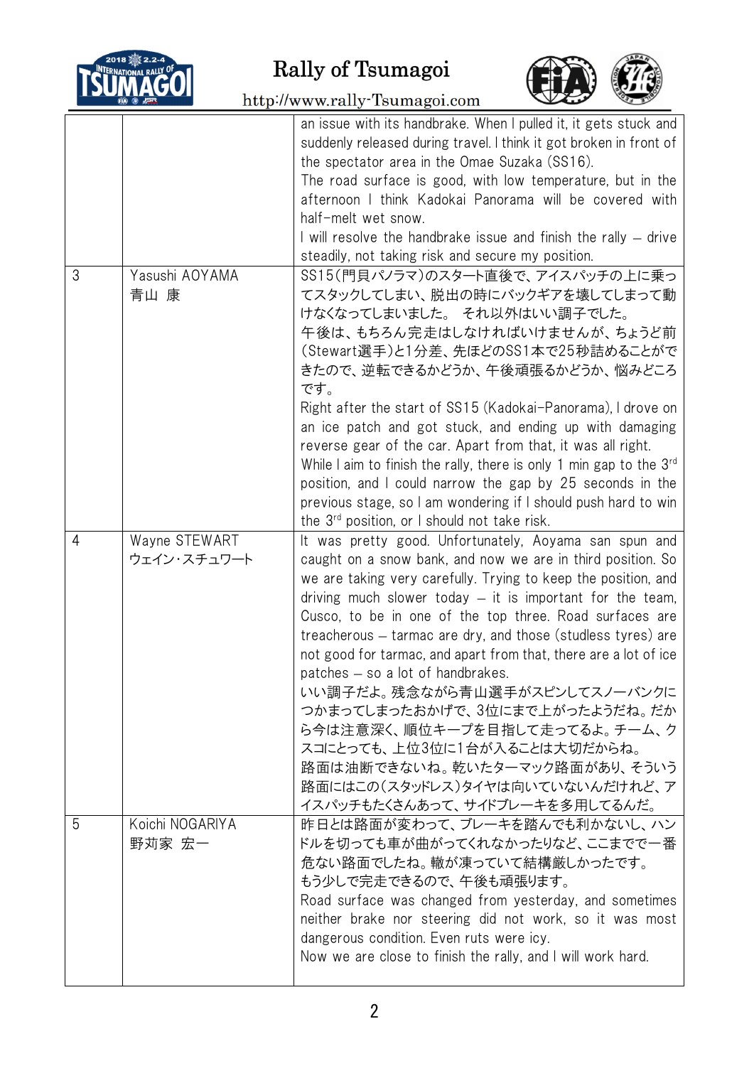| | | |
|---|---|---|
| | | an issue with its handbrake. When I pulled it, it gets stuck and suddenly released during travel. I think it got broken in front of the spectator area in the Omae Suzaka (SS16).<br>The road surface is good, with low temperature, but in the afternoon I think Kadokai Panorama will be covered with half-melt wet snow.<br>I will resolve the handbrake issue and finish the rally – drive steadily, not taking risk and secure my position. |
| 3 | Yasushi AOYAMA<br>青山 康 | SS15(門貝パノラマ)のスタート直後で、アイスパッチの上に乗ってスタックしてしまい、脱出の時にバックギアを壊してしまって動けなくなってしまいました。 それ以外はいい調子でした。<br>午後は、もちろん完走はしなければいけませんが、ちょうど前(Stewart選手)と1分差、先ほどのSS1本で25秒詰めることができたので、逆転できるかどうか、午後頑張るかどうか、悩みどころです。<br>Right after the start of SS15 (Kadokai-Panorama), I drove on an ice patch and got stuck, and ending up with damaging reverse gear of the car. Apart from that, it was all right.<br>While I aim to finish the rally, there is only 1 min gap to the 3rd position, and I could narrow the gap by 25 seconds in the previous stage, so I am wondering if I should push hard to win the 3rd position, or I should not take risk. |
| 4 | Wayne STEWART<br>ウェイン・スチュワート | It was pretty good. Unfortunately, Aoyama san spun and caught on a snow bank, and now we are in third position. So we are taking very carefully. Trying to keep the position, and driving much slower today – it is important for the team, Cusco, to be in one of the top three. Road surfaces are treacherous – tarmac are dry, and those (studless tyres) are not good for tarmac, and apart from that, there are a lot of ice patches – so a lot of handbrakes.<br>いい調子だよ。残念ながら青山選手がスピンしてスノーバンクにつかまってしまったおかげで、3位にまで上がったようだね。だから今は注意深く、順位キープを目指して走ってるよ。チーム、クスコにとっても、上位3位に1台が入ることは大切だからね。<br>路面は油断できないね。乾いたターマック路面があり、そういう路面にはこの(スタッドレス)タイヤは向いていないんだけれど、アイスパッチもたくさんあって、サイドブレーキを多用してるんだ。 |
| 5 | Koichi NOGARIYA<br>野苅家 宏一 | 昨日とは路面が変わって、ブレーキを踏んでも利かないし、ハンドルを切っても車が曲がってくれなかったりなど、ここまでで一番危ない路面でしたね。轍が凍っていて結構厳しかったです。<br>もう少しで完走できるので、午後も頑張ります。<br>Road surface was changed from yesterday, and sometimes neither brake nor steering did not work, so it was most dangerous condition. Even ruts were icy.<br>Now we are close to finish the rally, and I will work hard. |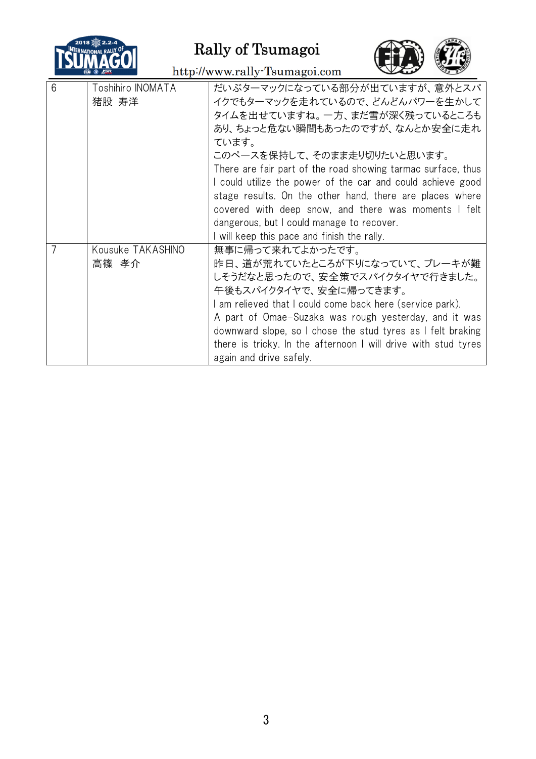| | | |
|---|---|---|
| 6 | Toshihiro INOMATA<br>猪股 寿洋 | だいぶターマックになっている部分が出ていますが、意外とスパイクでもターマックを走れているので、どんどんパワーを生かしてタイムを出せていますね。一方、まだ雪が深く残っているところもあり、ちょっと危ない瞬間もあったのですが、なんとか安全に走れています。<br>このペースを保持して、そのまま走り切りたいと思います。<br>There are fair part of the road showing tarmac surface, thus I could utilize the power of the car and could achieve good stage results. On the other hand, there are places where covered with deep snow, and there was moments I felt dangerous, but I could manage to recover.<br>I will keep this pace and finish the rally. |
| 7 | Kousuke TAKASHINO<br>高篠 孝介 | 無事に帰って来れてよかったです。<br>昨日、道が荒れていたところが下りになっていて、ブレーキが難しそうだなと思ったので、安全策でスパイクタイヤで行きました。<br>午後もスパイクタイヤで、安全に帰ってきます。<br>I am relieved that I could come back here (service park).<br>A part of Omae-Suzaka was rough yesterday, and it was downward slope, so I chose the stud tyres as I felt braking there is tricky. In the afternoon I will drive with stud tyres again and drive safely. |